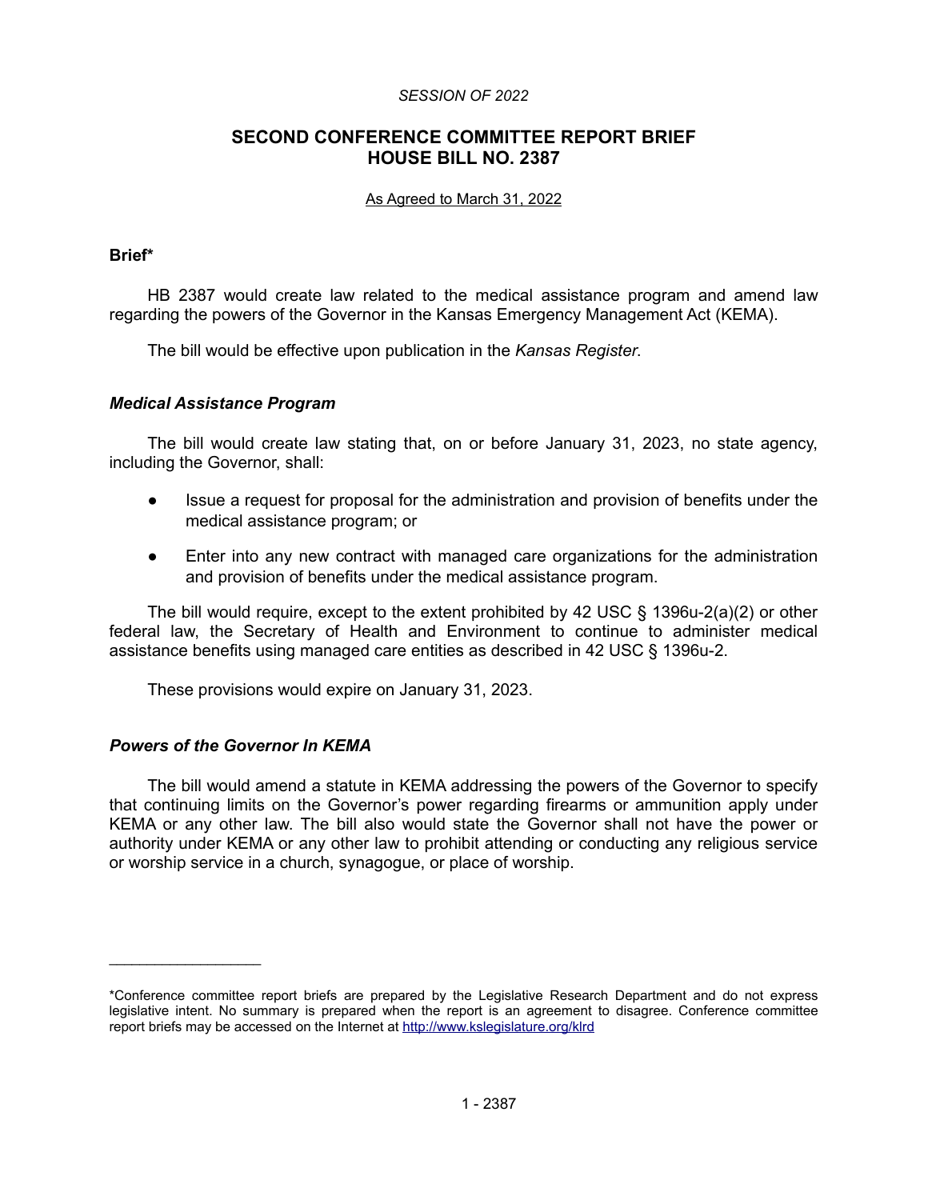*SESSION OF 2022*

# SECOND CONFERENCE COMMITTEE REPORT BRIEF
# HOUSE BILL NO. 2387

As Agreed to March 31, 2022

**Brief***

HB 2387 would create law related to the medical assistance program and amend law regarding the powers of the Governor in the Kansas Emergency Management Act (KEMA).

The bill would be effective upon publication in the *Kansas Register*.

### *Medical Assistance Program*

The bill would create law stating that, on or before January 31, 2023, no state agency, including the Governor, shall:

- Issue a request for proposal for the administration and provision of benefits under the medical assistance program; or
- Enter into any new contract with managed care organizations for the administration and provision of benefits under the medical assistance program.

The bill would require, except to the extent prohibited by 42 USC § 1396u-2(a)(2) or other federal law, the Secretary of Health and Environment to continue to administer medical assistance benefits using managed care entities as described in 42 USC § 1396u-2.

These provisions would expire on January 31, 2023.

### *Powers of the Governor In KEMA*

The bill would amend a statute in KEMA addressing the powers of the Governor to specify that continuing limits on the Governor's power regarding firearms or ammunition apply under KEMA or any other law. The bill also would state the Governor shall not have the power or authority under KEMA or any other law to prohibit attending or conducting any religious service or worship service in a church, synagogue, or place of worship.

---

*Conference committee report briefs are prepared by the Legislative Research Department and do not express legislative intent. No summary is prepared when the report is an agreement to disagree. Conference committee report briefs may be accessed on the Internet at http://www.kslegislature.org/klrd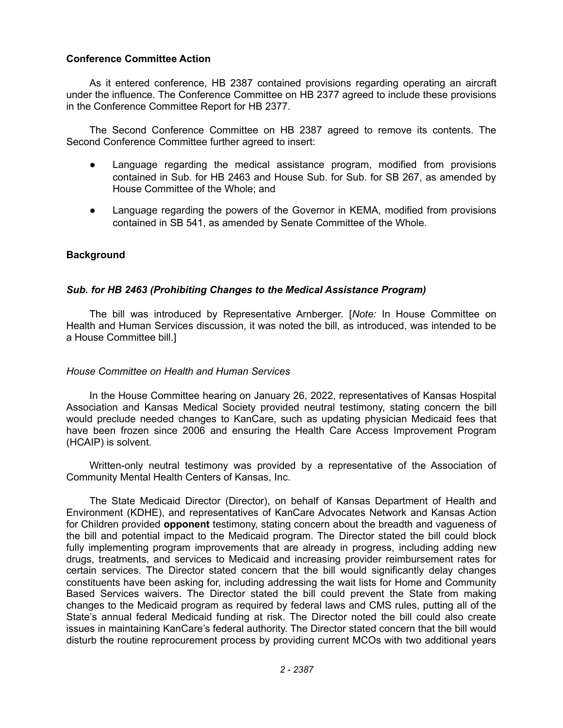### Conference Committee Action

As it entered conference, HB 2387 contained provisions regarding operating an aircraft under the influence. The Conference Committee on HB 2377 agreed to include these provisions in the Conference Committee Report for HB 2377.

The Second Conference Committee on HB 2387 agreed to remove its contents. The Second Conference Committee further agreed to insert:

- Language regarding the medical assistance program, modified from provisions contained in Sub. for HB 2463 and House Sub. for Sub. for SB 267, as amended by House Committee of the Whole; and
- Language regarding the powers of the Governor in KEMA, modified from provisions contained in SB 541, as amended by Senate Committee of the Whole.

### Background

#### *Sub. for HB 2463 (Prohibiting Changes to the Medical Assistance Program)*

The bill was introduced by Representative Arnberger. [*Note:* In House Committee on Health and Human Services discussion, it was noted the bill, as introduced, was intended to be a House Committee bill.]

*House Committee on Health and Human Services*

In the House Committee hearing on January 26, 2022, representatives of Kansas Hospital Association and Kansas Medical Society provided neutral testimony, stating concern the bill would preclude needed changes to KanCare, such as updating physician Medicaid fees that have been frozen since 2006 and ensuring the Health Care Access Improvement Program (HCAIP) is solvent.

Written-only neutral testimony was provided by a representative of the Association of Community Mental Health Centers of Kansas, Inc.

The State Medicaid Director (Director), on behalf of Kansas Department of Health and Environment (KDHE), and representatives of KanCare Advocates Network and Kansas Action for Children provided **opponent** testimony, stating concern about the breadth and vagueness of the bill and potential impact to the Medicaid program. The Director stated the bill could block fully implementing program improvements that are already in progress, including adding new drugs, treatments, and services to Medicaid and increasing provider reimbursement rates for certain services. The Director stated concern that the bill would significantly delay changes constituents have been asking for, including addressing the wait lists for Home and Community Based Services waivers. The Director stated the bill could prevent the State from making changes to the Medicaid program as required by federal laws and CMS rules, putting all of the State's annual federal Medicaid funding at risk. The Director noted the bill could also create issues in maintaining KanCare's federal authority. The Director stated concern that the bill would disturb the routine reprocurement process by providing current MCOs with two additional years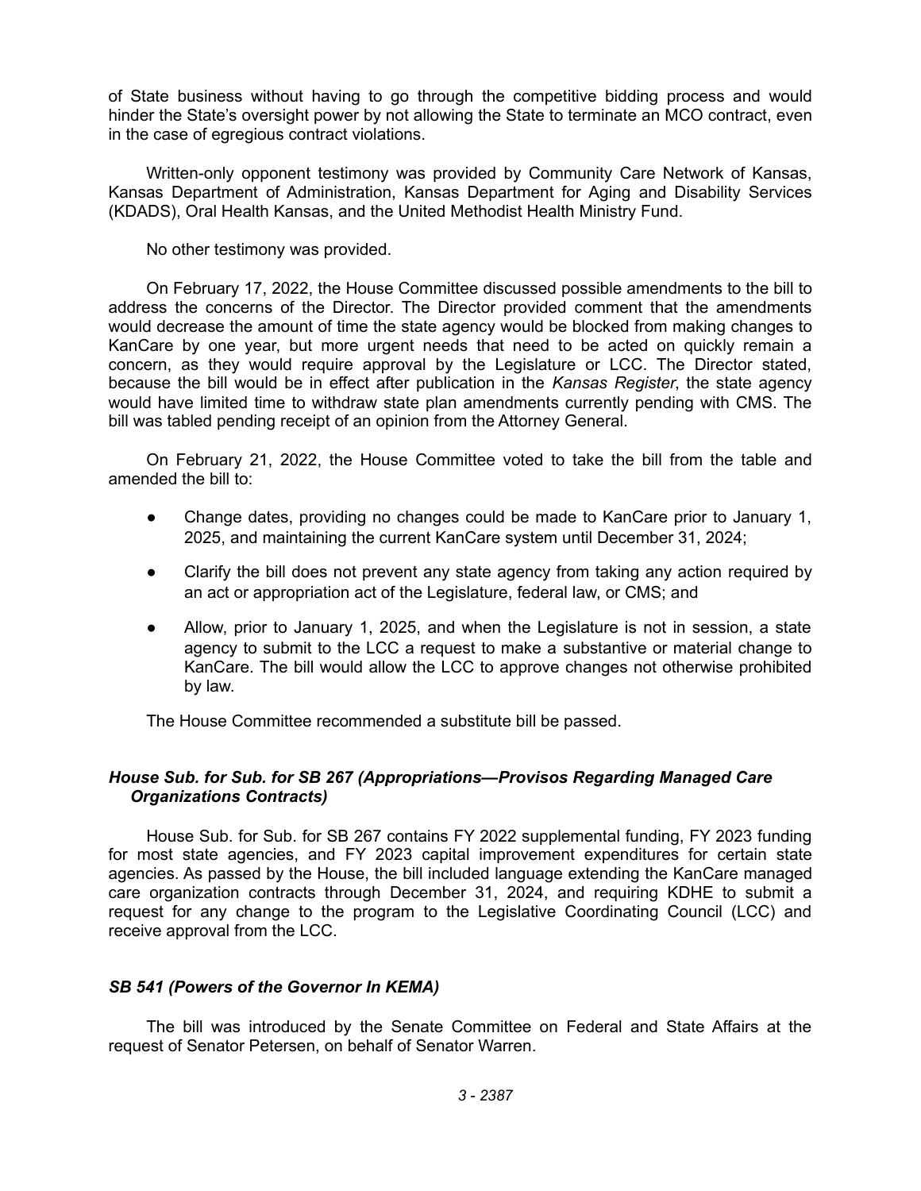of State business without having to go through the competitive bidding process and would hinder the State's oversight power by not allowing the State to terminate an MCO contract, even in the case of egregious contract violations.

Written-only opponent testimony was provided by Community Care Network of Kansas, Kansas Department of Administration, Kansas Department for Aging and Disability Services (KDADS), Oral Health Kansas, and the United Methodist Health Ministry Fund.

No other testimony was provided.

On February 17, 2022, the House Committee discussed possible amendments to the bill to address the concerns of the Director. The Director provided comment that the amendments would decrease the amount of time the state agency would be blocked from making changes to KanCare by one year, but more urgent needs that need to be acted on quickly remain a concern, as they would require approval by the Legislature or LCC. The Director stated, because the bill would be in effect after publication in the *Kansas Register*, the state agency would have limited time to withdraw state plan amendments currently pending with CMS. The bill was tabled pending receipt of an opinion from the Attorney General.

On February 21, 2022, the House Committee voted to take the bill from the table and amended the bill to:

- Change dates, providing no changes could be made to KanCare prior to January 1, 2025, and maintaining the current KanCare system until December 31, 2024;
- Clarify the bill does not prevent any state agency from taking any action required by an act or appropriation act of the Legislature, federal law, or CMS; and
- Allow, prior to January 1, 2025, and when the Legislature is not in session, a state agency to submit to the LCC a request to make a substantive or material change to KanCare. The bill would allow the LCC to approve changes not otherwise prohibited by law.

The House Committee recommended a substitute bill be passed.

### *House Sub. for Sub. for SB 267 (Appropriations—Provisos Regarding Managed Care Organizations Contracts)*

House Sub. for Sub. for SB 267 contains FY 2022 supplemental funding, FY 2023 funding for most state agencies, and FY 2023 capital improvement expenditures for certain state agencies. As passed by the House, the bill included language extending the KanCare managed care organization contracts through December 31, 2024, and requiring KDHE to submit a request for any change to the program to the Legislative Coordinating Council (LCC) and receive approval from the LCC.

### *SB 541 (Powers of the Governor In KEMA)*

The bill was introduced by the Senate Committee on Federal and State Affairs at the request of Senator Petersen, on behalf of Senator Warren.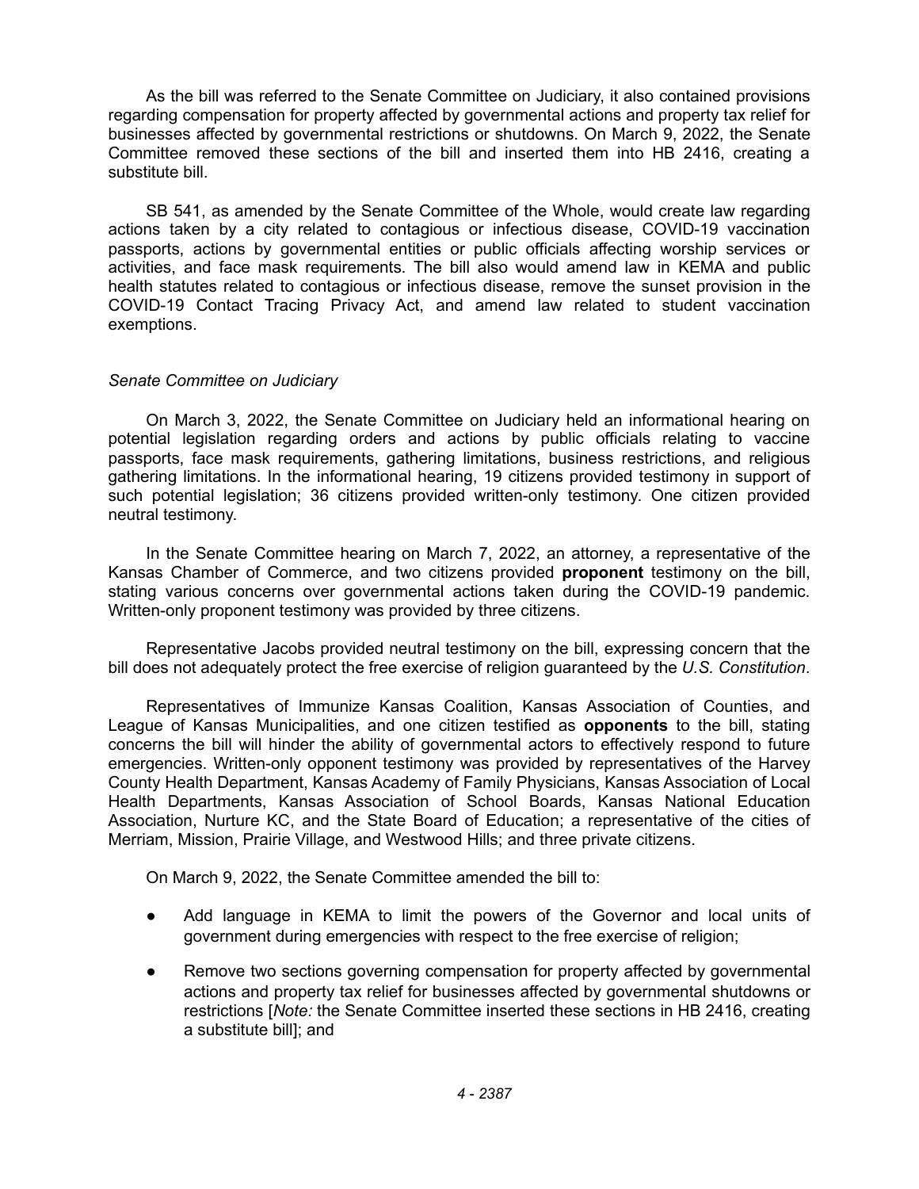As the bill was referred to the Senate Committee on Judiciary, it also contained provisions regarding compensation for property affected by governmental actions and property tax relief for businesses affected by governmental restrictions or shutdowns. On March 9, 2022, the Senate Committee removed these sections of the bill and inserted them into HB 2416, creating a substitute bill.

SB 541, as amended by the Senate Committee of the Whole, would create law regarding actions taken by a city related to contagious or infectious disease, COVID-19 vaccination passports, actions by governmental entities or public officials affecting worship services or activities, and face mask requirements. The bill also would amend law in KEMA and public health statutes related to contagious or infectious disease, remove the sunset provision in the COVID-19 Contact Tracing Privacy Act, and amend law related to student vaccination exemptions.

*Senate Committee on Judiciary*

On March 3, 2022, the Senate Committee on Judiciary held an informational hearing on potential legislation regarding orders and actions by public officials relating to vaccine passports, face mask requirements, gathering limitations, business restrictions, and religious gathering limitations. In the informational hearing, 19 citizens provided testimony in support of such potential legislation; 36 citizens provided written-only testimony. One citizen provided neutral testimony.

In the Senate Committee hearing on March 7, 2022, an attorney, a representative of the Kansas Chamber of Commerce, and two citizens provided **proponent** testimony on the bill, stating various concerns over governmental actions taken during the COVID-19 pandemic. Written-only proponent testimony was provided by three citizens.

Representative Jacobs provided neutral testimony on the bill, expressing concern that the bill does not adequately protect the free exercise of religion guaranteed by the *U.S. Constitution*.

Representatives of Immunize Kansas Coalition, Kansas Association of Counties, and League of Kansas Municipalities, and one citizen testified as **opponents** to the bill, stating concerns the bill will hinder the ability of governmental actors to effectively respond to future emergencies. Written-only opponent testimony was provided by representatives of the Harvey County Health Department, Kansas Academy of Family Physicians, Kansas Association of Local Health Departments, Kansas Association of School Boards, Kansas National Education Association, Nurture KC, and the State Board of Education; a representative of the cities of Merriam, Mission, Prairie Village, and Westwood Hills; and three private citizens.

On March 9, 2022, the Senate Committee amended the bill to:

- Add language in KEMA to limit the powers of the Governor and local units of government during emergencies with respect to the free exercise of religion;
- Remove two sections governing compensation for property affected by governmental actions and property tax relief for businesses affected by governmental shutdowns or restrictions [*Note:* the Senate Committee inserted these sections in HB 2416, creating a substitute bill]; and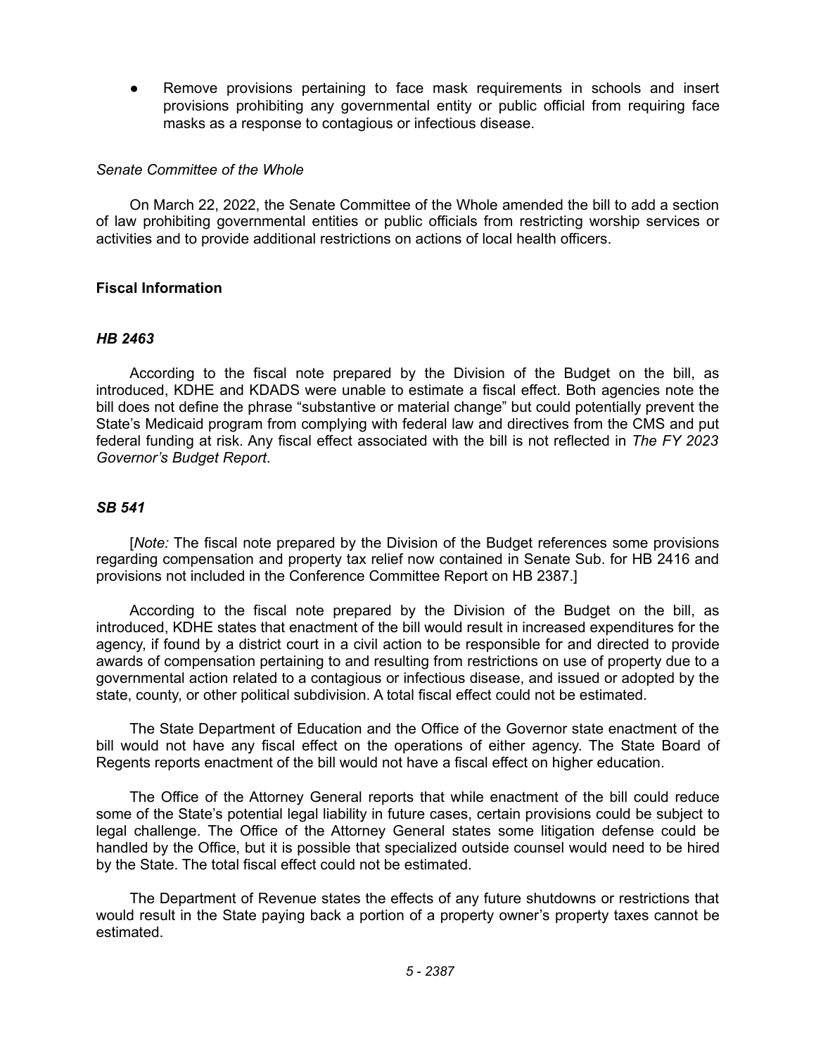- Remove provisions pertaining to face mask requirements in schools and insert provisions prohibiting any governmental entity or public official from requiring face masks as a response to contagious or infectious disease.

*Senate Committee of the Whole*

On March 22, 2022, the Senate Committee of the Whole amended the bill to add a section of law prohibiting governmental entities or public officials from restricting worship services or activities and to provide additional restrictions on actions of local health officers.

**Fiscal Information**

***HB 2463***

According to the fiscal note prepared by the Division of the Budget on the bill, as introduced, KDHE and KDADS were unable to estimate a fiscal effect. Both agencies note the bill does not define the phrase "substantive or material change" but could potentially prevent the State's Medicaid program from complying with federal law and directives from the CMS and put federal funding at risk. Any fiscal effect associated with the bill is not reflected in *The FY 2023 Governor's Budget Report*.

***SB 541***

[*Note:* The fiscal note prepared by the Division of the Budget references some provisions regarding compensation and property tax relief now contained in Senate Sub. for HB 2416 and provisions not included in the Conference Committee Report on HB 2387.]

According to the fiscal note prepared by the Division of the Budget on the bill, as introduced, KDHE states that enactment of the bill would result in increased expenditures for the agency, if found by a district court in a civil action to be responsible for and directed to provide awards of compensation pertaining to and resulting from restrictions on use of property due to a governmental action related to a contagious or infectious disease, and issued or adopted by the state, county, or other political subdivision. A total fiscal effect could not be estimated.

The State Department of Education and the Office of the Governor state enactment of the bill would not have any fiscal effect on the operations of either agency. The State Board of Regents reports enactment of the bill would not have a fiscal effect on higher education.

The Office of the Attorney General reports that while enactment of the bill could reduce some of the State's potential legal liability in future cases, certain provisions could be subject to legal challenge. The Office of the Attorney General states some litigation defense could be handled by the Office, but it is possible that specialized outside counsel would need to be hired by the State. The total fiscal effect could not be estimated.

The Department of Revenue states the effects of any future shutdowns or restrictions that would result in the State paying back a portion of a property owner's property taxes cannot be estimated.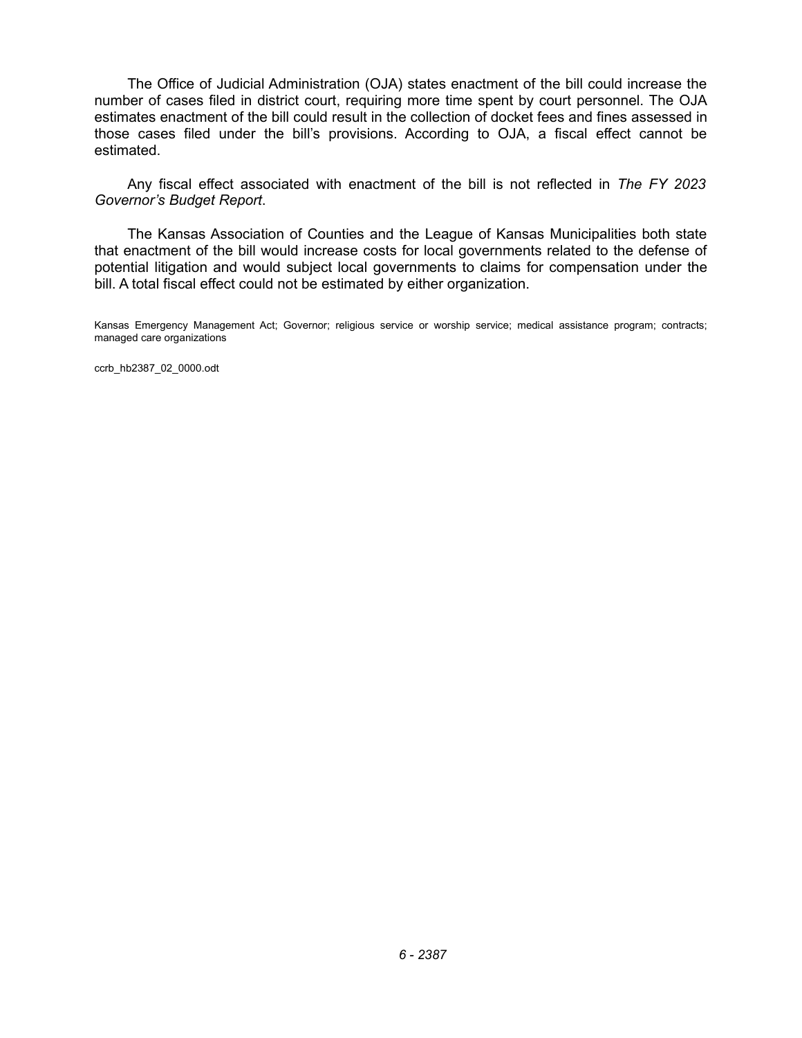The Office of Judicial Administration (OJA) states enactment of the bill could increase the number of cases filed in district court, requiring more time spent by court personnel. The OJA estimates enactment of the bill could result in the collection of docket fees and fines assessed in those cases filed under the bill's provisions. According to OJA, a fiscal effect cannot be estimated.

Any fiscal effect associated with enactment of the bill is not reflected in *The FY 2023 Governor's Budget Report*.

The Kansas Association of Counties and the League of Kansas Municipalities both state that enactment of the bill would increase costs for local governments related to the defense of potential litigation and would subject local governments to claims for compensation under the bill. A total fiscal effect could not be estimated by either organization.

Kansas Emergency Management Act; Governor; religious service or worship service; medical assistance program; contracts; managed care organizations

ccrb_hb2387_02_0000.odt